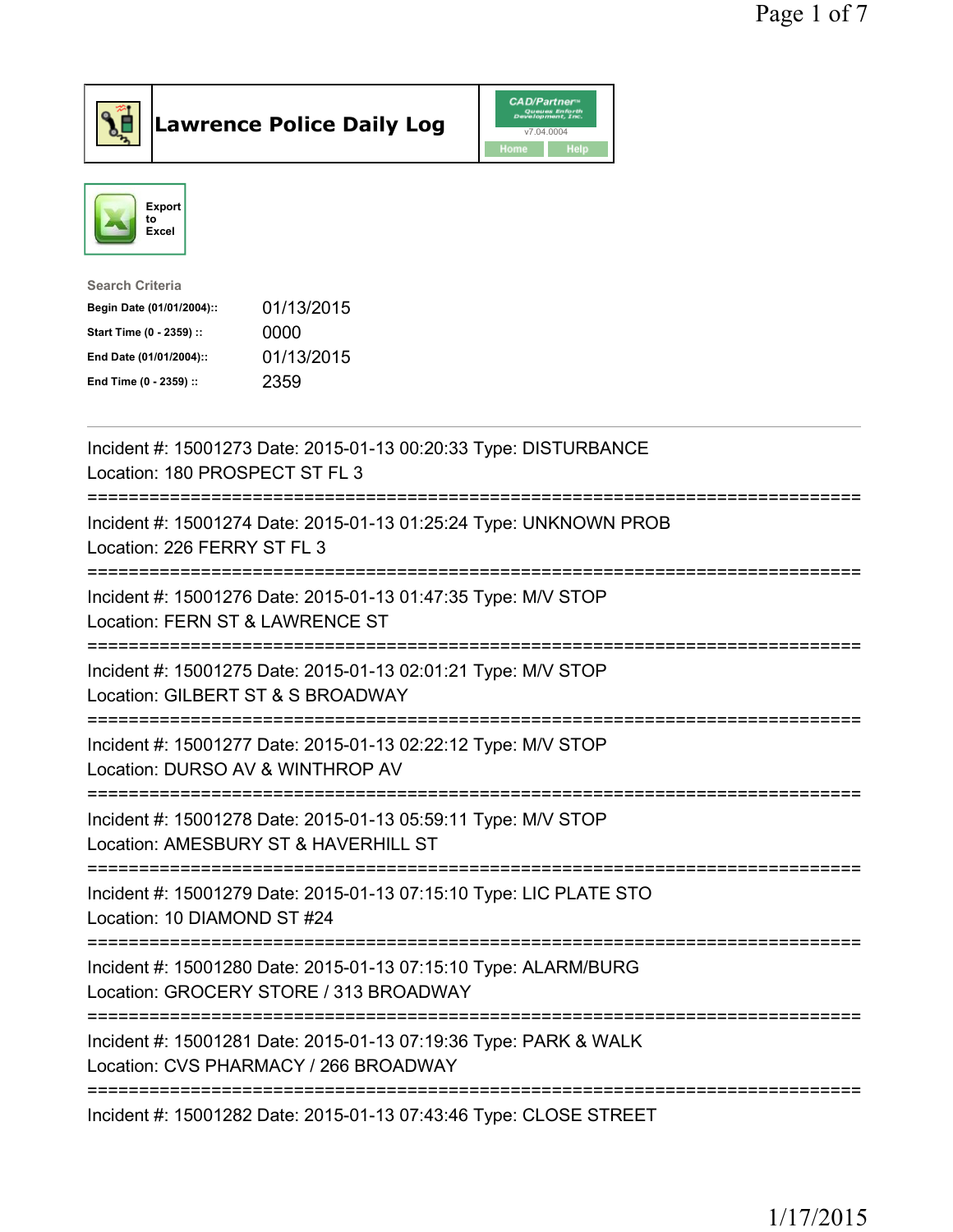# Lawrence Police Daily Log

CAD/Partner v7.04.0004

Home | Help

Export to Excel

**Search Criteria**

| | |
|---|---|
| Begin Date (01/01/2004):: | 01/13/2015 |
| Start Time (0 - 2359) :: | 0000 |
| End Date (01/01/2004):: | 01/13/2015 |
| End Time (0 - 2359) :: | 2359 |

---

Incident #: 15001273 Date: 2015-01-13 00:20:33 Type: DISTURBANCE
Location: 180 PROSPECT ST FL 3

===========================================================================

Incident #: 15001274 Date: 2015-01-13 01:25:24 Type: UNKNOWN PROB
Location: 226 FERRY ST FL 3

===========================================================================

Incident #: 15001276 Date: 2015-01-13 01:47:35 Type: M/V STOP
Location: FERN ST & LAWRENCE ST

===========================================================================

Incident #: 15001275 Date: 2015-01-13 02:01:21 Type: M/V STOP
Location: GILBERT ST & S BROADWAY

===========================================================================

Incident #: 15001277 Date: 2015-01-13 02:22:12 Type: M/V STOP
Location: DURSO AV & WINTHROP AV

===========================================================================

Incident #: 15001278 Date: 2015-01-13 05:59:11 Type: M/V STOP
Location: AMESBURY ST & HAVERHILL ST

===========================================================================

Incident #: 15001279 Date: 2015-01-13 07:15:10 Type: LIC PLATE STO
Location: 10 DIAMOND ST #24

===========================================================================

Incident #: 15001280 Date: 2015-01-13 07:15:10 Type: ALARM/BURG
Location: GROCERY STORE / 313 BROADWAY

===========================================================================

Incident #: 15001281 Date: 2015-01-13 07:19:36 Type: PARK & WALK
Location: CVS PHARMACY / 266 BROADWAY

===========================================================================

Incident #: 15001282 Date: 2015-01-13 07:43:46 Type: CLOSE STREET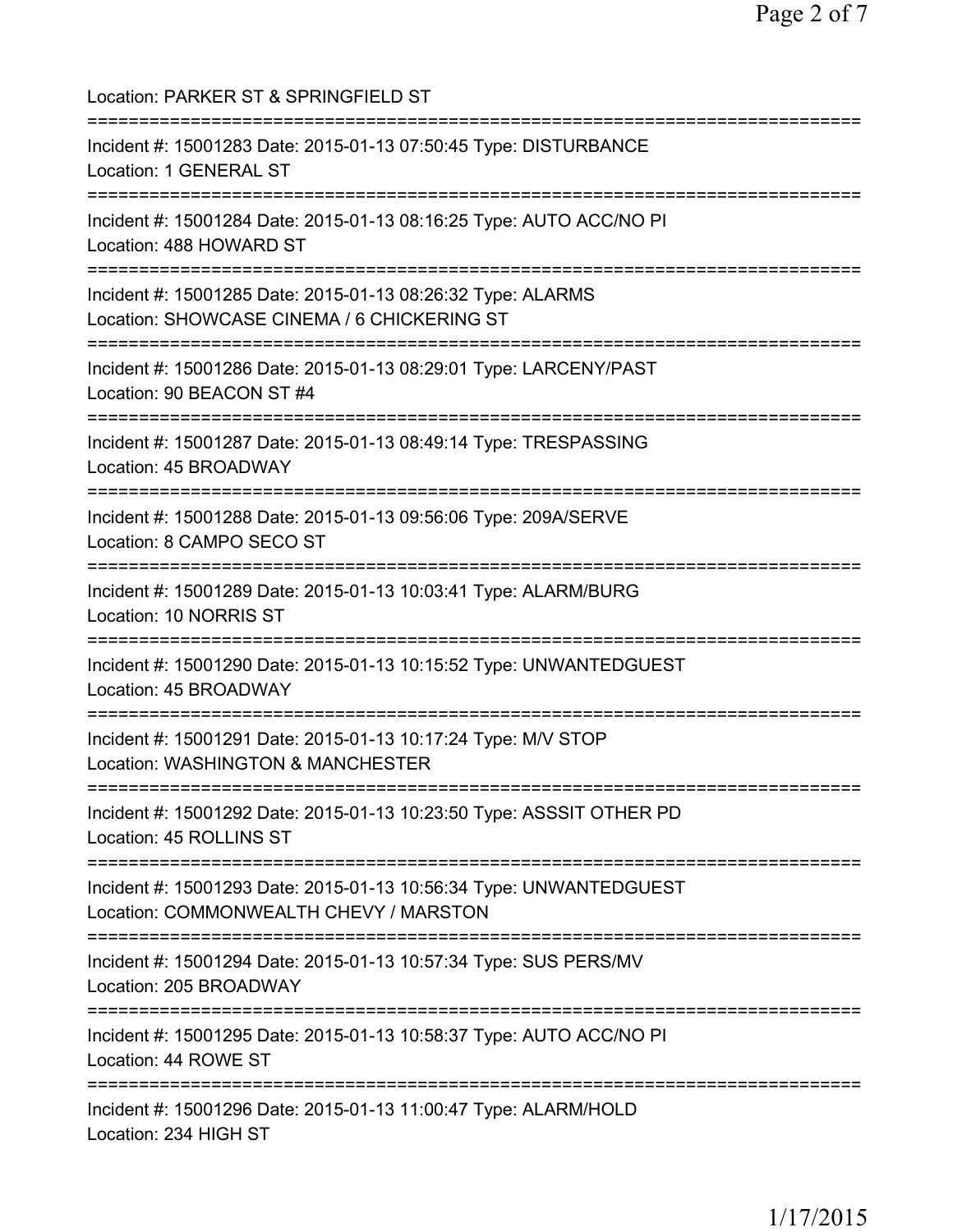Location: PARKER ST & SPRINGFIELD ST

===========================================================================

Incident #: 15001283 Date: 2015-01-13 07:50:45 Type: DISTURBANCE
Location: 1 GENERAL ST

===========================================================================

Incident #: 15001284 Date: 2015-01-13 08:16:25 Type: AUTO ACC/NO PI
Location: 488 HOWARD ST

===========================================================================

Incident #: 15001285 Date: 2015-01-13 08:26:32 Type: ALARMS
Location: SHOWCASE CINEMA / 6 CHICKERING ST

===========================================================================

Incident #: 15001286 Date: 2015-01-13 08:29:01 Type: LARCENY/PAST
Location: 90 BEACON ST #4

===========================================================================

Incident #: 15001287 Date: 2015-01-13 08:49:14 Type: TRESPASSING
Location: 45 BROADWAY

===========================================================================

Incident #: 15001288 Date: 2015-01-13 09:56:06 Type: 209A/SERVE
Location: 8 CAMPO SECO ST

===========================================================================

Incident #: 15001289 Date: 2015-01-13 10:03:41 Type: ALARM/BURG
Location: 10 NORRIS ST

===========================================================================

Incident #: 15001290 Date: 2015-01-13 10:15:52 Type: UNWANTEDGUEST
Location: 45 BROADWAY

===========================================================================

Incident #: 15001291 Date: 2015-01-13 10:17:24 Type: M/V STOP
Location: WASHINGTON & MANCHESTER

===========================================================================

Incident #: 15001292 Date: 2015-01-13 10:23:50 Type: ASSSIT OTHER PD
Location: 45 ROLLINS ST

===========================================================================

Incident #: 15001293 Date: 2015-01-13 10:56:34 Type: UNWANTEDGUEST
Location: COMMONWEALTH CHEVY / MARSTON

===========================================================================

Incident #: 15001294 Date: 2015-01-13 10:57:34 Type: SUS PERS/MV
Location: 205 BROADWAY

===========================================================================

Incident #: 15001295 Date: 2015-01-13 10:58:37 Type: AUTO ACC/NO PI
Location: 44 ROWE ST

===========================================================================

Incident #: 15001296 Date: 2015-01-13 11:00:47 Type: ALARM/HOLD
Location: 234 HIGH ST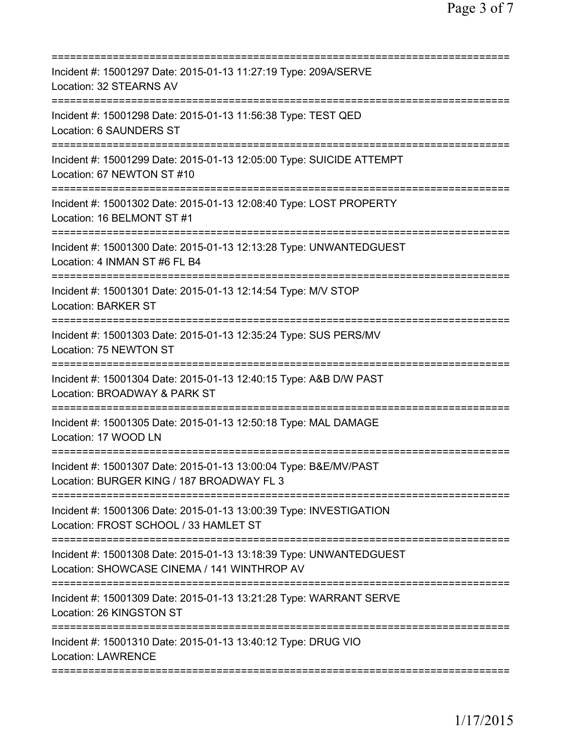===========================================================================
Incident #: 15001297 Date: 2015-01-13 11:27:19 Type: 209A/SERVE
Location: 32 STEARNS AV
===========================================================================
Incident #: 15001298 Date: 2015-01-13 11:56:38 Type: TEST QED
Location: 6 SAUNDERS ST
===========================================================================
Incident #: 15001299 Date: 2015-01-13 12:05:00 Type: SUICIDE ATTEMPT
Location: 67 NEWTON ST #10
===========================================================================
Incident #: 15001302 Date: 2015-01-13 12:08:40 Type: LOST PROPERTY
Location: 16 BELMONT ST #1
===========================================================================
Incident #: 15001300 Date: 2015-01-13 12:13:28 Type: UNWANTEDGUEST
Location: 4 INMAN ST #6 FL B4
===========================================================================
Incident #: 15001301 Date: 2015-01-13 12:14:54 Type: M/V STOP
Location: BARKER ST
===========================================================================
Incident #: 15001303 Date: 2015-01-13 12:35:24 Type: SUS PERS/MV
Location: 75 NEWTON ST
===========================================================================
Incident #: 15001304 Date: 2015-01-13 12:40:15 Type: A&B D/W PAST
Location: BROADWAY & PARK ST
===========================================================================
Incident #: 15001305 Date: 2015-01-13 12:50:18 Type: MAL DAMAGE
Location: 17 WOOD LN
===========================================================================
Incident #: 15001307 Date: 2015-01-13 13:00:04 Type: B&E/MV/PAST
Location: BURGER KING / 187 BROADWAY FL 3
===========================================================================
Incident #: 15001306 Date: 2015-01-13 13:00:39 Type: INVESTIGATION
Location: FROST SCHOOL / 33 HAMLET ST
===========================================================================
Incident #: 15001308 Date: 2015-01-13 13:18:39 Type: UNWANTEDGUEST
Location: SHOWCASE CINEMA / 141 WINTHROP AV
===========================================================================
Incident #: 15001309 Date: 2015-01-13 13:21:28 Type: WARRANT SERVE
Location: 26 KINGSTON ST
===========================================================================
Incident #: 15001310 Date: 2015-01-13 13:40:12 Type: DRUG VIO
Location: LAWRENCE
===========================================================================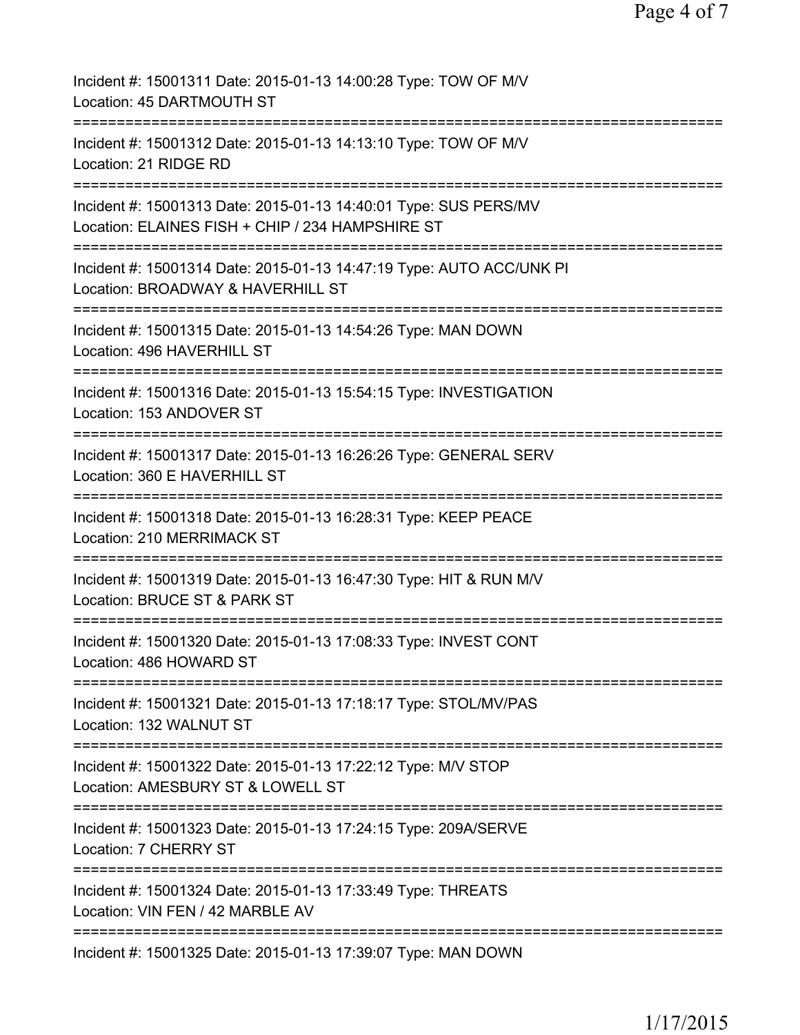Incident #: 15001311 Date: 2015-01-13 14:00:28 Type: TOW OF M/V
Location: 45 DARTMOUTH ST

===========================================================================

Incident #: 15001312 Date: 2015-01-13 14:13:10 Type: TOW OF M/V
Location: 21 RIDGE RD

===========================================================================

Incident #: 15001313 Date: 2015-01-13 14:40:01 Type: SUS PERS/MV
Location: ELAINES FISH + CHIP / 234 HAMPSHIRE ST

===========================================================================

Incident #: 15001314 Date: 2015-01-13 14:47:19 Type: AUTO ACC/UNK PI
Location: BROADWAY & HAVERHILL ST

===========================================================================

Incident #: 15001315 Date: 2015-01-13 14:54:26 Type: MAN DOWN
Location: 496 HAVERHILL ST

===========================================================================

Incident #: 15001316 Date: 2015-01-13 15:54:15 Type: INVESTIGATION
Location: 153 ANDOVER ST

===========================================================================

Incident #: 15001317 Date: 2015-01-13 16:26:26 Type: GENERAL SERV
Location: 360 E HAVERHILL ST

===========================================================================

Incident #: 15001318 Date: 2015-01-13 16:28:31 Type: KEEP PEACE
Location: 210 MERRIMACK ST

===========================================================================

Incident #: 15001319 Date: 2015-01-13 16:47:30 Type: HIT & RUN M/V
Location: BRUCE ST & PARK ST

===========================================================================

Incident #: 15001320 Date: 2015-01-13 17:08:33 Type: INVEST CONT
Location: 486 HOWARD ST

===========================================================================

Incident #: 15001321 Date: 2015-01-13 17:18:17 Type: STOL/MV/PAS
Location: 132 WALNUT ST

===========================================================================

Incident #: 15001322 Date: 2015-01-13 17:22:12 Type: M/V STOP
Location: AMESBURY ST & LOWELL ST

===========================================================================

Incident #: 15001323 Date: 2015-01-13 17:24:15 Type: 209A/SERVE
Location: 7 CHERRY ST

===========================================================================

Incident #: 15001324 Date: 2015-01-13 17:33:49 Type: THREATS
Location: VIN FEN / 42 MARBLE AV

===========================================================================

Incident #: 15001325 Date: 2015-01-13 17:39:07 Type: MAN DOWN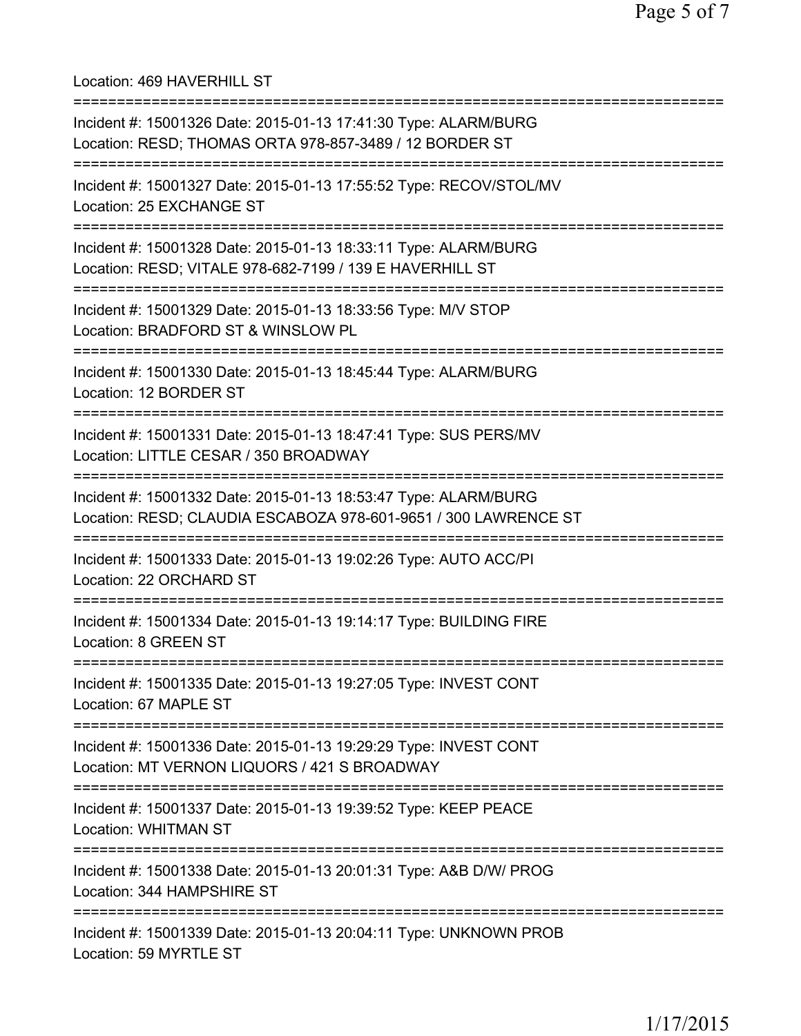Location: 469 HAVERHILL ST

===========================================================================

Incident #: 15001326 Date: 2015-01-13 17:41:30 Type: ALARM/BURG
Location: RESD; THOMAS ORTA 978-857-3489 / 12 BORDER ST

===========================================================================

Incident #: 15001327 Date: 2015-01-13 17:55:52 Type: RECOV/STOL/MV
Location: 25 EXCHANGE ST

===========================================================================

Incident #: 15001328 Date: 2015-01-13 18:33:11 Type: ALARM/BURG
Location: RESD; VITALE 978-682-7199 / 139 E HAVERHILL ST

===========================================================================

Incident #: 15001329 Date: 2015-01-13 18:33:56 Type: M/V STOP
Location: BRADFORD ST & WINSLOW PL

===========================================================================

Incident #: 15001330 Date: 2015-01-13 18:45:44 Type: ALARM/BURG
Location: 12 BORDER ST

===========================================================================

Incident #: 15001331 Date: 2015-01-13 18:47:41 Type: SUS PERS/MV
Location: LITTLE CESAR / 350 BROADWAY

===========================================================================

Incident #: 15001332 Date: 2015-01-13 18:53:47 Type: ALARM/BURG
Location: RESD; CLAUDIA ESCABOZA 978-601-9651 / 300 LAWRENCE ST

===========================================================================

Incident #: 15001333 Date: 2015-01-13 19:02:26 Type: AUTO ACC/PI
Location: 22 ORCHARD ST

===========================================================================

Incident #: 15001334 Date: 2015-01-13 19:14:17 Type: BUILDING FIRE
Location: 8 GREEN ST

===========================================================================

Incident #: 15001335 Date: 2015-01-13 19:27:05 Type: INVEST CONT
Location: 67 MAPLE ST

===========================================================================

Incident #: 15001336 Date: 2015-01-13 19:29:29 Type: INVEST CONT
Location: MT VERNON LIQUORS / 421 S BROADWAY

===========================================================================

Incident #: 15001337 Date: 2015-01-13 19:39:52 Type: KEEP PEACE
Location: WHITMAN ST

===========================================================================

Incident #: 15001338 Date: 2015-01-13 20:01:31 Type: A&B D/W/ PROG
Location: 344 HAMPSHIRE ST

===========================================================================

Incident #: 15001339 Date: 2015-01-13 20:04:11 Type: UNKNOWN PROB
Location: 59 MYRTLE ST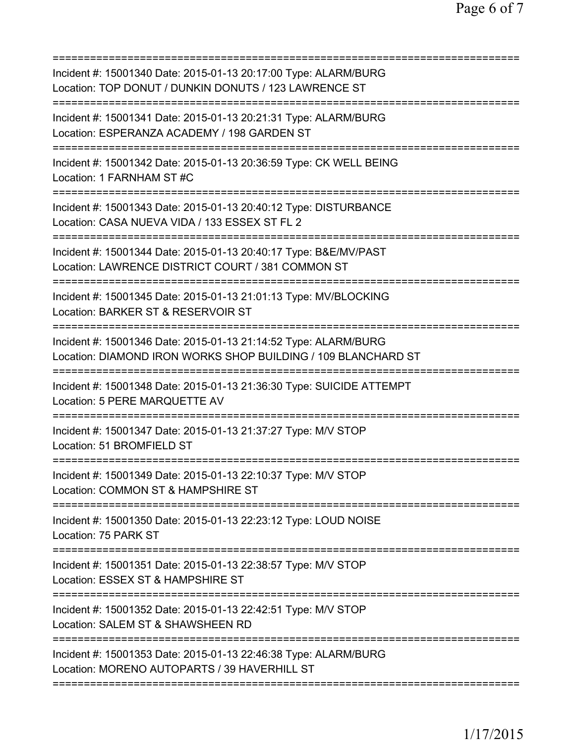===========================================================================

Incident #: 15001340 Date: 2015-01-13 20:17:00 Type: ALARM/BURG
Location: TOP DONUT / DUNKIN DONUTS / 123 LAWRENCE ST

===========================================================================

Incident #: 15001341 Date: 2015-01-13 20:21:31 Type: ALARM/BURG
Location: ESPERANZA ACADEMY / 198 GARDEN ST

===========================================================================

Incident #: 15001342 Date: 2015-01-13 20:36:59 Type: CK WELL BEING
Location: 1 FARNHAM ST #C

===========================================================================

Incident #: 15001343 Date: 2015-01-13 20:40:12 Type: DISTURBANCE
Location: CASA NUEVA VIDA / 133 ESSEX ST FL 2

===========================================================================

Incident #: 15001344 Date: 2015-01-13 20:40:17 Type: B&E/MV/PAST
Location: LAWRENCE DISTRICT COURT / 381 COMMON ST

===========================================================================

Incident #: 15001345 Date: 2015-01-13 21:01:13 Type: MV/BLOCKING
Location: BARKER ST & RESERVOIR ST

===========================================================================

Incident #: 15001346 Date: 2015-01-13 21:14:52 Type: ALARM/BURG
Location: DIAMOND IRON WORKS SHOP BUILDING / 109 BLANCHARD ST

===========================================================================

Incident #: 15001348 Date: 2015-01-13 21:36:30 Type: SUICIDE ATTEMPT
Location: 5 PERE MARQUETTE AV

===========================================================================

Incident #: 15001347 Date: 2015-01-13 21:37:27 Type: M/V STOP
Location: 51 BROMFIELD ST

===========================================================================

Incident #: 15001349 Date: 2015-01-13 22:10:37 Type: M/V STOP
Location: COMMON ST & HAMPSHIRE ST

===========================================================================

Incident #: 15001350 Date: 2015-01-13 22:23:12 Type: LOUD NOISE
Location: 75 PARK ST

===========================================================================

Incident #: 15001351 Date: 2015-01-13 22:38:57 Type: M/V STOP
Location: ESSEX ST & HAMPSHIRE ST

===========================================================================

Incident #: 15001352 Date: 2015-01-13 22:42:51 Type: M/V STOP
Location: SALEM ST & SHAWSHEEN RD

===========================================================================

Incident #: 15001353 Date: 2015-01-13 22:46:38 Type: ALARM/BURG
Location: MORENO AUTOPARTS / 39 HAVERHILL ST

===========================================================================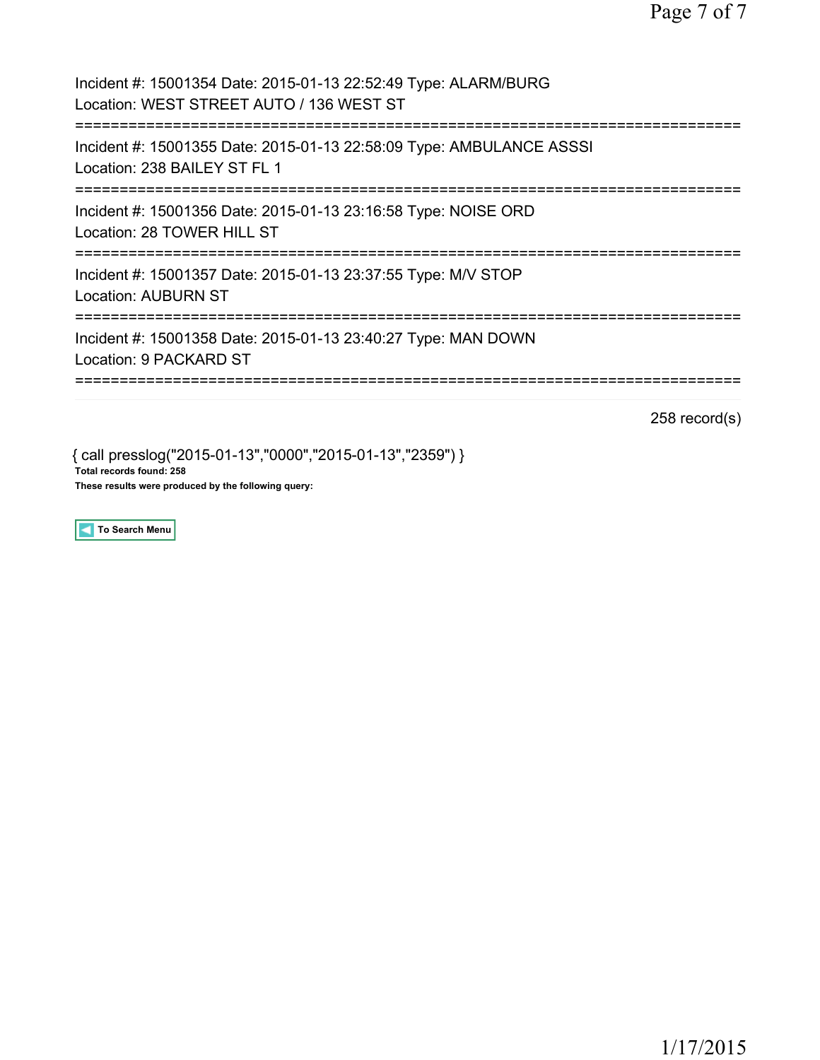Incident #: 15001354 Date: 2015-01-13 22:52:49 Type: ALARM/BURG
Location: WEST STREET AUTO / 136 WEST ST

===========================================================================

Incident #: 15001355 Date: 2015-01-13 22:58:09 Type: AMBULANCE ASSSI
Location: 238 BAILEY ST FL 1

===========================================================================

Incident #: 15001356 Date: 2015-01-13 23:16:58 Type: NOISE ORD
Location: 28 TOWER HILL ST

===========================================================================

Incident #: 15001357 Date: 2015-01-13 23:37:55 Type: M/V STOP
Location: AUBURN ST

===========================================================================

Incident #: 15001358 Date: 2015-01-13 23:40:27 Type: MAN DOWN
Location: 9 PACKARD ST

===========================================================================

258 record(s)

{ call presslog("2015-01-13","0000","2015-01-13","2359") }

**Total records found: 258**

**These results were produced by the following query:**

To Search Menu

1/17/2015